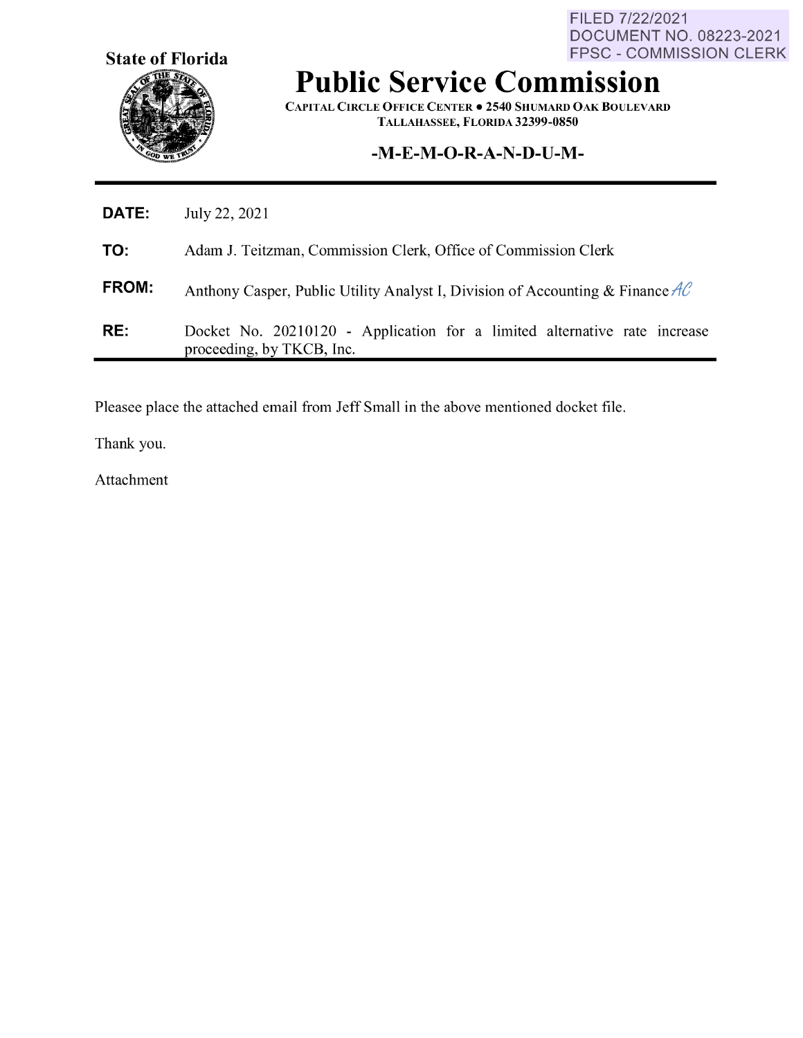FILED 7/22/2021
DOCUMENT NO. 08223-2021
FPSC - COMMISSION CLERK

**State of Florida**

# Public Service Commission

CAPITAL CIRCLE OFFICE CENTER ● 2540 SHUMARD OAK BOULEVARD
TALLAHASSEE, FLORIDA 32399-0850

**-M-E-M-O-R-A-N-D-U-M-**

**DATE:** July 22, 2021

**TO:** Adam J. Teitzman, Commission Clerk, Office of Commission Clerk

**FROM:** Anthony Casper, Public Utility Analyst I, Division of Accounting & Finance *AC*

**RE:** Docket No. 20210120 - Application for a limited alternative rate increase proceeding, by TKCB, Inc.

Pleasee place the attached email from Jeff Small in the above mentioned docket file.

Thank you.

Attachment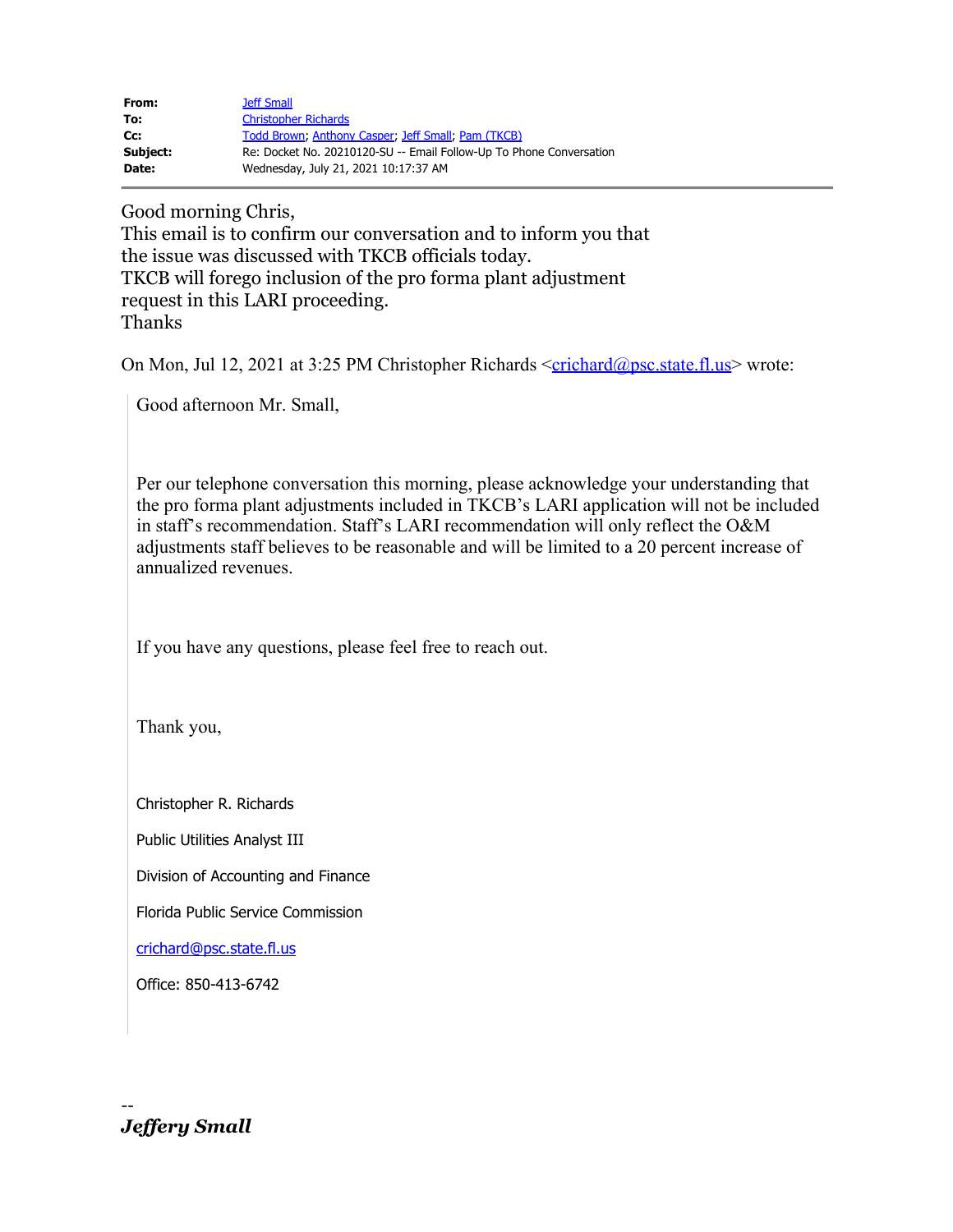| | |
|---|---|
| **From:** | Jeff Small |
| **To:** | Christopher Richards |
| **Cc:** | Todd Brown; Anthony Casper; Jeff Small; Pam (TKCB) |
| **Subject:** | Re: Docket No. 20210120-SU -- Email Follow-Up To Phone Conversation |
| **Date:** | Wednesday, July 21, 2021 10:17:37 AM |

---

Good morning Chris,
This email is to confirm our conversation and to inform you that the issue was discussed with TKCB officials today.
TKCB will forego inclusion of the pro forma plant adjustment request in this LARI proceeding.
Thanks

On Mon, Jul 12, 2021 at 3:25 PM Christopher Richards <crichard@psc.state.fl.us> wrote:

> Good afternoon Mr. Small,
>
> Per our telephone conversation this morning, please acknowledge your understanding that the pro forma plant adjustments included in TKCB's LARI application will not be included in staff's recommendation. Staff's LARI recommendation will only reflect the O&M adjustments staff believes to be reasonable and will be limited to a 20 percent increase of annualized revenues.
>
> If you have any questions, please feel free to reach out.
>
> Thank you,
>
> Christopher R. Richards
>
> Public Utilities Analyst III
>
> Division of Accounting and Finance
>
> Florida Public Service Commission
>
> crichard@psc.state.fl.us
>
> Office: 850-413-6742

--
***Jeffery Small***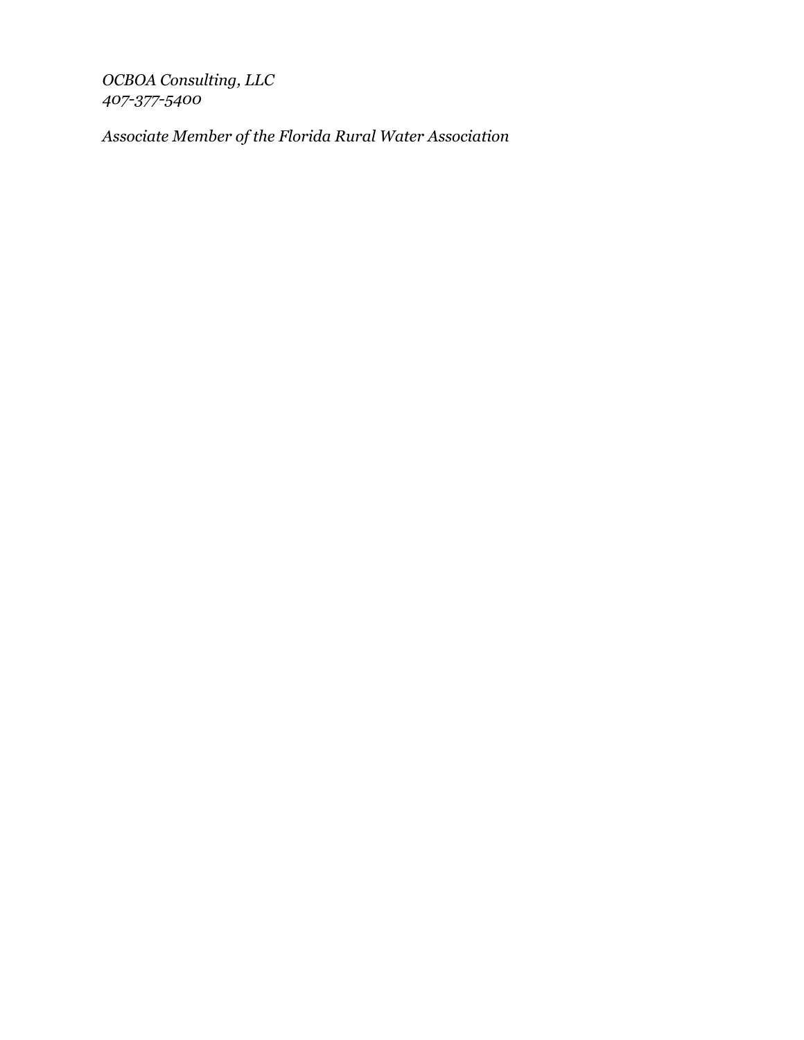*OCBOA Consulting, LLC*
*407-377-5400*

*Associate Member of the Florida Rural Water Association*